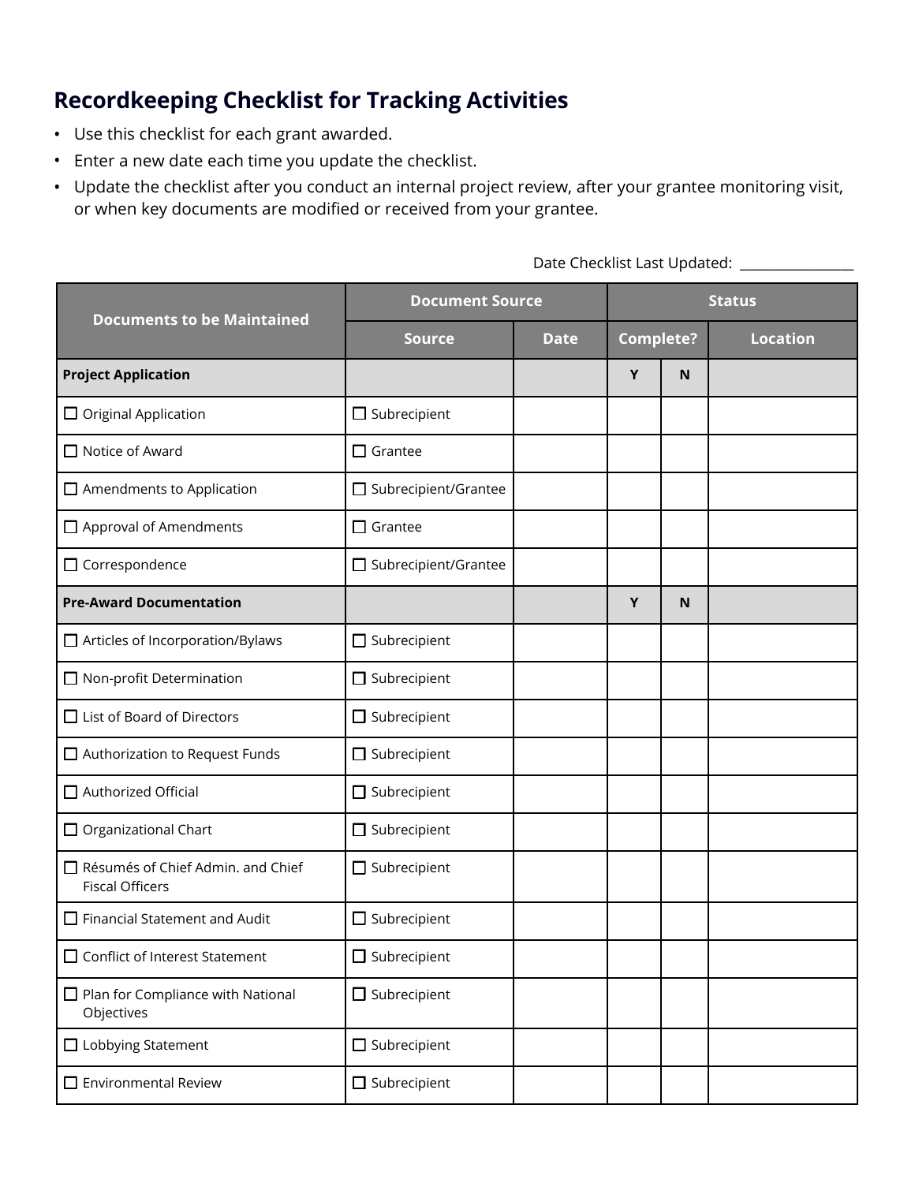## Recordkeeping Checklist for Tracking Activities

- Use this checklist for each grant awarded.
- Enter a new date each time you update the checklist.
- Update the checklist after you conduct an internal project review, after your grantee monitoring visit, or when key documents are modified or received from your grantee.

Date Checklist Last Updated: ________________

| Documents to be Maintained | Document Source | | Status | | |
|---|---|---|---|---|---|
| | Source | Date | Complete? | | Location |
| **Project Application** | | | Y | N | |
| ☐ Original Application | ☐ Subrecipient | | | | |
| ☐ Notice of Award | ☐ Grantee | | | | |
| ☐ Amendments to Application | ☐ Subrecipient/Grantee | | | | |
| ☐ Approval of Amendments | ☐ Grantee | | | | |
| ☐ Correspondence | ☐ Subrecipient/Grantee | | | | |
| **Pre-Award Documentation** | | | Y | N | |
| ☐ Articles of Incorporation/Bylaws | ☐ Subrecipient | | | | |
| ☐ Non-profit Determination | ☐ Subrecipient | | | | |
| ☐ List of Board of Directors | ☐ Subrecipient | | | | |
| ☐ Authorization to Request Funds | ☐ Subrecipient | | | | |
| ☐ Authorized Official | ☐ Subrecipient | | | | |
| ☐ Organizational Chart | ☐ Subrecipient | | | | |
| ☐ Résumés of Chief Admin. and Chief Fiscal Officers | ☐ Subrecipient | | | | |
| ☐ Financial Statement and Audit | ☐ Subrecipient | | | | |
| ☐ Conflict of Interest Statement | ☐ Subrecipient | | | | |
| ☐ Plan for Compliance with National Objectives | ☐ Subrecipient | | | | |
| ☐ Lobbying Statement | ☐ Subrecipient | | | | |
| ☐ Environmental Review | ☐ Subrecipient | | | | |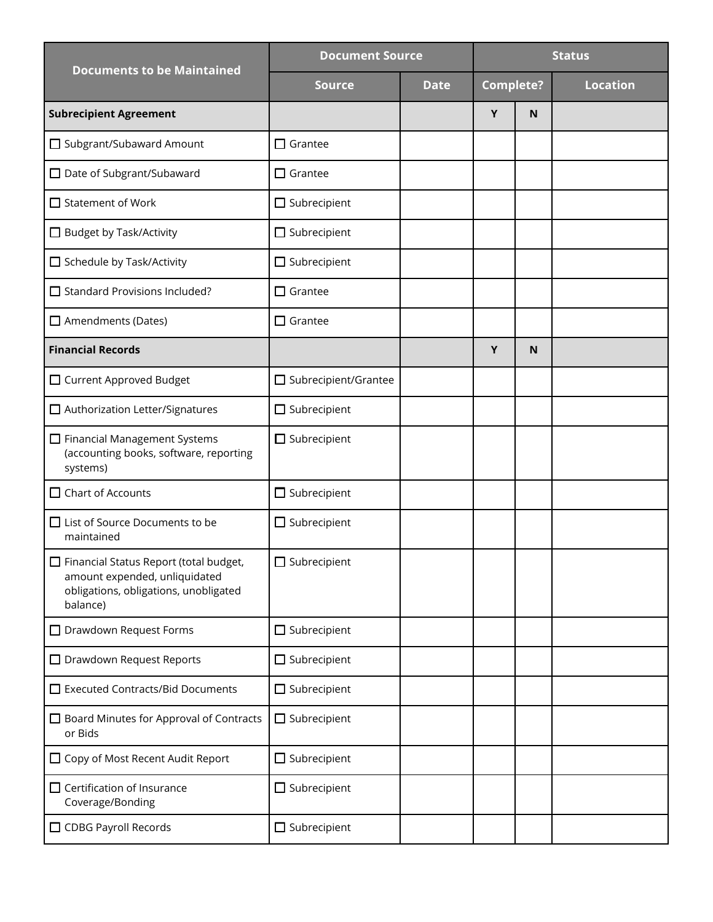| Documents to be Maintained | Document Source | | Status | | |
|---|---|---|---|---|---|
| | Source | Date | Complete? | | Location |
| **Subrecipient Agreement** | | | Y | N | |
| ☐ Subgrant/Subaward Amount | ☐ Grantee | | | | |
| ☐ Date of Subgrant/Subaward | ☐ Grantee | | | | |
| ☐ Statement of Work | ☐ Subrecipient | | | | |
| ☐ Budget by Task/Activity | ☐ Subrecipient | | | | |
| ☐ Schedule by Task/Activity | ☐ Subrecipient | | | | |
| ☐ Standard Provisions Included? | ☐ Grantee | | | | |
| ☐ Amendments (Dates) | ☐ Grantee | | | | |
| **Financial Records** | | | Y | N | |
| ☐ Current Approved Budget | ☐ Subrecipient/Grantee | | | | |
| ☐ Authorization Letter/Signatures | ☐ Subrecipient | | | | |
| ☐ Financial Management Systems (accounting books, software, reporting systems) | ☐ Subrecipient | | | | |
| ☐ Chart of Accounts | ☐ Subrecipient | | | | |
| ☐ List of Source Documents to be maintained | ☐ Subrecipient | | | | |
| ☐ Financial Status Report (total budget, amount expended, unliquidated obligations, obligations, unobligated balance) | ☐ Subrecipient | | | | |
| ☐ Drawdown Request Forms | ☐ Subrecipient | | | | |
| ☐ Drawdown Request Reports | ☐ Subrecipient | | | | |
| ☐ Executed Contracts/Bid Documents | ☐ Subrecipient | | | | |
| ☐ Board Minutes for Approval of Contracts or Bids | ☐ Subrecipient | | | | |
| ☐ Copy of Most Recent Audit Report | ☐ Subrecipient | | | | |
| ☐ Certification of Insurance Coverage/Bonding | ☐ Subrecipient | | | | |
| ☐ CDBG Payroll Records | ☐ Subrecipient | | | | |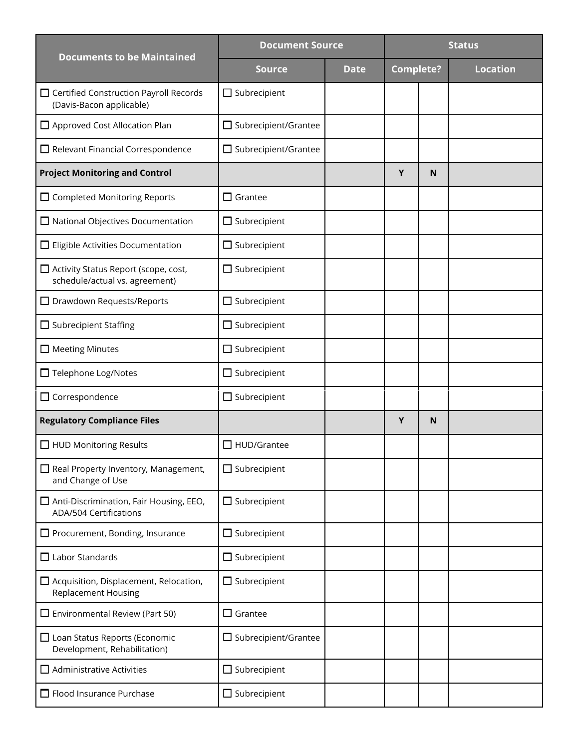| Documents to be Maintained | Document Source | | Status | | |
|---|---|---|---|---|---|
| | Source | Date | Complete? | | Location |
| ☐ Certified Construction Payroll Records (Davis-Bacon applicable) | ☐ Subrecipient | | | | |
| ☐ Approved Cost Allocation Plan | ☐ Subrecipient/Grantee | | | | |
| ☐ Relevant Financial Correspondence | ☐ Subrecipient/Grantee | | | | |
| **Project Monitoring and Control** | | | **Y** | **N** | |
| ☐ Completed Monitoring Reports | ☐ Grantee | | | | |
| ☐ National Objectives Documentation | ☐ Subrecipient | | | | |
| ☐ Eligible Activities Documentation | ☐ Subrecipient | | | | |
| ☐ Activity Status Report (scope, cost, schedule/actual vs. agreement) | ☐ Subrecipient | | | | |
| ☐ Drawdown Requests/Reports | ☐ Subrecipient | | | | |
| ☐ Subrecipient Staffing | ☐ Subrecipient | | | | |
| ☐ Meeting Minutes | ☐ Subrecipient | | | | |
| ☐ Telephone Log/Notes | ☐ Subrecipient | | | | |
| ☐ Correspondence | ☐ Subrecipient | | | | |
| **Regulatory Compliance Files** | | | **Y** | **N** | |
| ☐ HUD Monitoring Results | ☐ HUD/Grantee | | | | |
| ☐ Real Property Inventory, Management, and Change of Use | ☐ Subrecipient | | | | |
| ☐ Anti-Discrimination, Fair Housing, EEO, ADA/504 Certifications | ☐ Subrecipient | | | | |
| ☐ Procurement, Bonding, Insurance | ☐ Subrecipient | | | | |
| ☐ Labor Standards | ☐ Subrecipient | | | | |
| ☐ Acquisition, Displacement, Relocation, Replacement Housing | ☐ Subrecipient | | | | |
| ☐ Environmental Review (Part 50) | ☐ Grantee | | | | |
| ☐ Loan Status Reports (Economic Development, Rehabilitation) | ☐ Subrecipient/Grantee | | | | |
| ☐ Administrative Activities | ☐ Subrecipient | | | | |
| ☐ Flood Insurance Purchase | ☐ Subrecipient | | | | |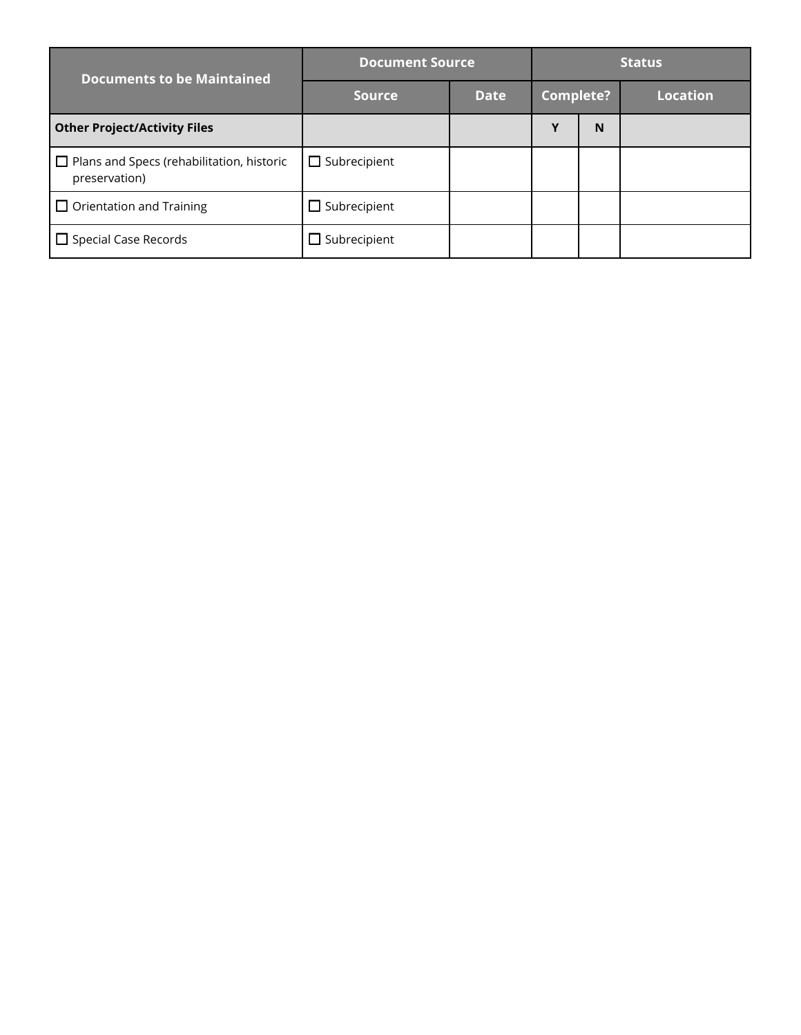| Documents to be Maintained | Document Source | | Status | | |
|---|---|---|---|---|---|
| | Source | Date | Complete? | | Location |
| **Other Project/Activity Files** | | | **Y** | **N** | |
| ☐ Plans and Specs (rehabilitation, historic preservation) | ☐ Subrecipient | | | | |
| ☐ Orientation and Training | ☐ Subrecipient | | | | |
| ☐ Special Case Records | ☐ Subrecipient | | | | |